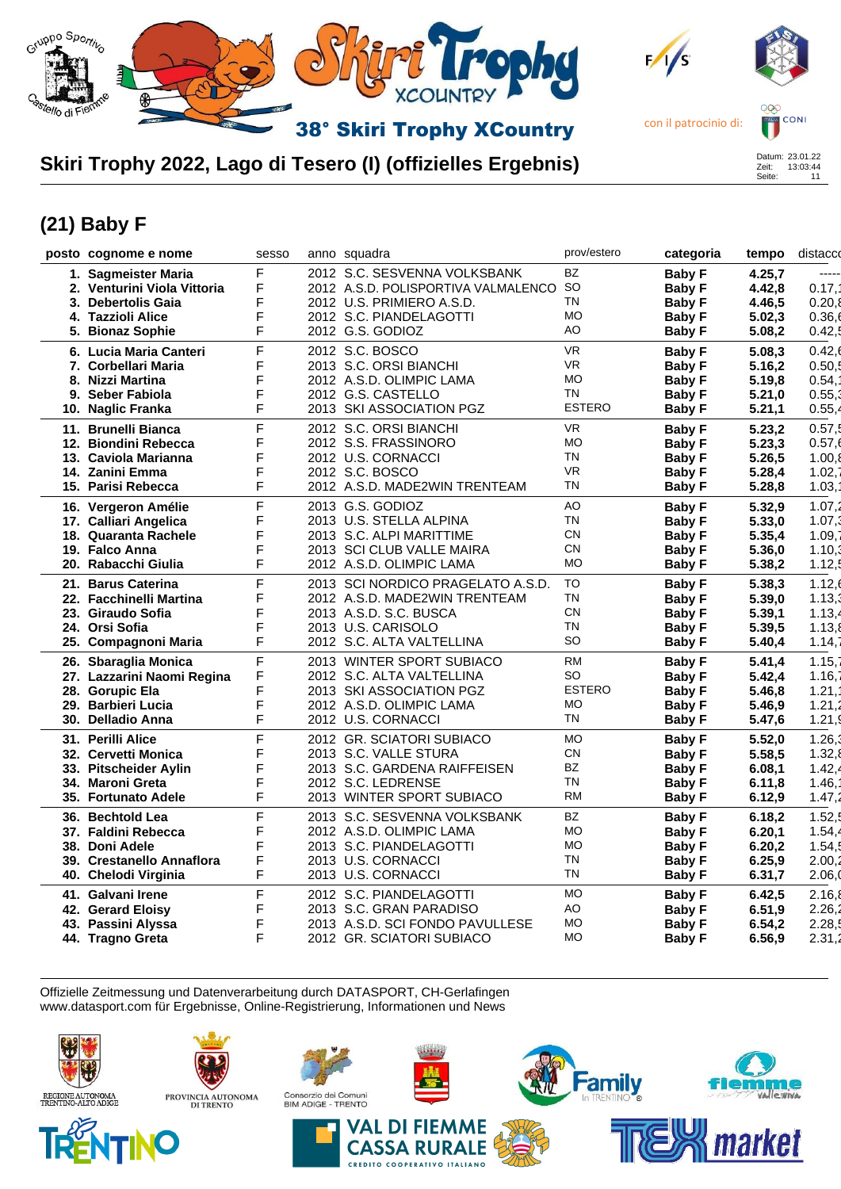38° Skiri Trophy XCountry

con il patrocinio di:

# Skiri Trophy 2022, Lago di Tesero (I) (offizielles Ergebnis)

Datum: 23.01.22
Zeit: 13:03:44

## (21) Baby F

| posto | cognome e nome | sesso | anno | squadra | prov/estero | categoria | tempo | distacco |
|---|---|---|---|---|---|---|---|---|
| 1. | **Sagmeister Maria** | F | 2012 | S.C. SESVENNA VOLKSBANK | BZ | **Baby F** | **4.25,7** | ----- |
| 2. | **Venturini Viola Vittoria** | F | 2012 | A.S.D. POLISPORTIVA VALMALENCO | SO | **Baby F** | **4.42,8** | 0.17,1 |
| 3. | **Debertolis Gaia** | F | 2012 | U.S. PRIMIERO A.S.D. | TN | **Baby F** | **4.46,5** | 0.20,8 |
| 4. | **Tazzioli Alice** | F | 2012 | S.C. PIANDELAGOTTI | MO | **Baby F** | **5.02,3** | 0.36,6 |
| 5. | **Bionaz Sophie** | F | 2012 | G.S. GODIOZ | AO | **Baby F** | **5.08,2** | 0.42,5 |
| 6. | **Lucia Maria Canteri** | F | 2012 | S.C. BOSCO | VR | **Baby F** | **5.08,3** | 0.42,6 |
| 7. | **Corbellari Maria** | F | 2013 | S.C. ORSI BIANCHI | VR | **Baby F** | **5.16,2** | 0.50,5 |
| 8. | **Nizzi Martina** | F | 2012 | A.S.D. OLIMPIC LAMA | MO | **Baby F** | **5.19,8** | 0.54,1 |
| 9. | **Seber Fabiola** | F | 2012 | G.S. CASTELLO | TN | **Baby F** | **5.21,0** | 0.55,3 |
| 10. | **Naglic Franka** | F | 2013 | SKI ASSOCIATION PGZ | ESTERO | **Baby F** | **5.21,1** | 0.55,4 |
| 11. | **Brunelli Bianca** | F | 2012 | S.C. ORSI BIANCHI | VR | **Baby F** | **5.23,2** | 0.57,5 |
| 12. | **Biondini Rebecca** | F | 2012 | S.S. FRASSINORO | MO | **Baby F** | **5.23,3** | 0.57,6 |
| 13. | **Caviola Marianna** | F | 2012 | U.S. CORNACCI | TN | **Baby F** | **5.26,5** | 1.00,8 |
| 14. | **Zanini Emma** | F | 2012 | S.C. BOSCO | VR | **Baby F** | **5.28,4** | 1.02,7 |
| 15. | **Parisi Rebecca** | F | 2012 | A.S.D. MADE2WIN TRENTEAM | TN | **Baby F** | **5.28,8** | 1.03,1 |
| 16. | **Vergeron Amélie** | F | 2013 | G.S. GODIOZ | AO | **Baby F** | **5.32,9** | 1.07,2 |
| 17. | **Calliari Angelica** | F | 2013 | U.S. STELLA ALPINA | TN | **Baby F** | **5.33,0** | 1.07,3 |
| 18. | **Quaranta Rachele** | F | 2013 | S.C. ALPI MARITTIME | CN | **Baby F** | **5.35,4** | 1.09,7 |
| 19. | **Falco Anna** | F | 2013 | SCI CLUB VALLE MAIRA | CN | **Baby F** | **5.36,0** | 1.10,3 |
| 20. | **Rabacchi Giulia** | F | 2012 | A.S.D. OLIMPIC LAMA | MO | **Baby F** | **5.38,2** | 1.12,5 |
| 21. | **Barus Caterina** | F | 2013 | SCI NORDICO PRAGELATO A.S.D. | TO | **Baby F** | **5.38,3** | 1.12,6 |
| 22. | **Facchinelli Martina** | F | 2012 | A.S.D. MADE2WIN TRENTEAM | TN | **Baby F** | **5.39,0** | 1.13,3 |
| 23. | **Giraudo Sofia** | F | 2013 | A.S.D. S.C. BUSCA | CN | **Baby F** | **5.39,1** | 1.13,4 |
| 24. | **Orsi Sofia** | F | 2013 | U.S. CARISOLO | TN | **Baby F** | **5.39,5** | 1.13,8 |
| 25. | **Compagnoni Maria** | F | 2012 | S.C. ALTA VALTELLINA | SO | **Baby F** | **5.40,4** | 1.14,7 |
| 26. | **Sbaraglia Monica** | F | 2013 | WINTER SPORT SUBIACO | RM | **Baby F** | **5.41,4** | 1.15,7 |
| 27. | **Lazzarini Naomi Regina** | F | 2012 | S.C. ALTA VALTELLINA | SO | **Baby F** | **5.42,4** | 1.16,7 |
| 28. | **Gorupic Ela** | F | 2013 | SKI ASSOCIATION PGZ | ESTERO | **Baby F** | **5.46,8** | 1.21,1 |
| 29. | **Barbieri Lucia** | F | 2012 | A.S.D. OLIMPIC LAMA | MO | **Baby F** | **5.46,9** | 1.21,2 |
| 30. | **Delladio Anna** | F | 2012 | U.S. CORNACCI | TN | **Baby F** | **5.47,6** | 1.21,9 |
| 31. | **Perilli Alice** | F | 2012 | GR. SCIATORI SUBIACO | MO | **Baby F** | **5.52,0** | 1.26,3 |
| 32. | **Cervetti Monica** | F | 2013 | S.C. VALLE STURA | CN | **Baby F** | **5.58,5** | 1.32,8 |
| 33. | **Pitscheider Aylin** | F | 2013 | S.C. GARDENA RAIFFEISEN | BZ | **Baby F** | **6.08,1** | 1.42,4 |
| 34. | **Maroni Greta** | F | 2012 | S.C. LEDRENSE | TN | **Baby F** | **6.11,8** | 1.46,1 |
| 35. | **Fortunato Adele** | F | 2013 | WINTER SPORT SUBIACO | RM | **Baby F** | **6.12,9** | 1.47,2 |
| 36. | **Bechtold Lea** | F | 2013 | S.C. SESVENNA VOLKSBANK | BZ | **Baby F** | **6.18,2** | 1.52,5 |
| 37. | **Faldini Rebecca** | F | 2012 | A.S.D. OLIMPIC LAMA | MO | **Baby F** | **6.20,1** | 1.54,4 |
| 38. | **Doni Adele** | F | 2013 | S.C. PIANDELAGOTTI | MO | **Baby F** | **6.20,2** | 1.54,5 |
| 39. | **Crestanello Annaflora** | F | 2013 | U.S. CORNACCI | TN | **Baby F** | **6.25,9** | 2.00,2 |
| 40. | **Chelodi Virginia** | F | 2013 | U.S. CORNACCI | TN | **Baby F** | **6.31,7** | 2.06,0 |
| 41. | **Galvani Irene** | F | 2012 | S.C. PIANDELAGOTTI | MO | **Baby F** | **6.42,5** | 2.16,8 |
| 42. | **Gerard Eloisy** | F | 2013 | S.C. GRAN PARADISO | AO | **Baby F** | **6.51,9** | 2.26,2 |
| 43. | **Passini Alyssa** | F | 2013 | A.S.D. SCI FONDO PAVULLESE | MO | **Baby F** | **6.54,2** | 2.28,5 |
| 44. | **Tragno Greta** | F | 2012 | GR. SCIATORI SUBIACO | MO | **Baby F** | **6.56,9** | 2.31,2 |

Offizielle Zeitmessung und Datenverarbeitung durch DATASPORT, CH-Gerlafingen
www.datasport.com für Ergebnisse, Online-Registrierung, Informationen und News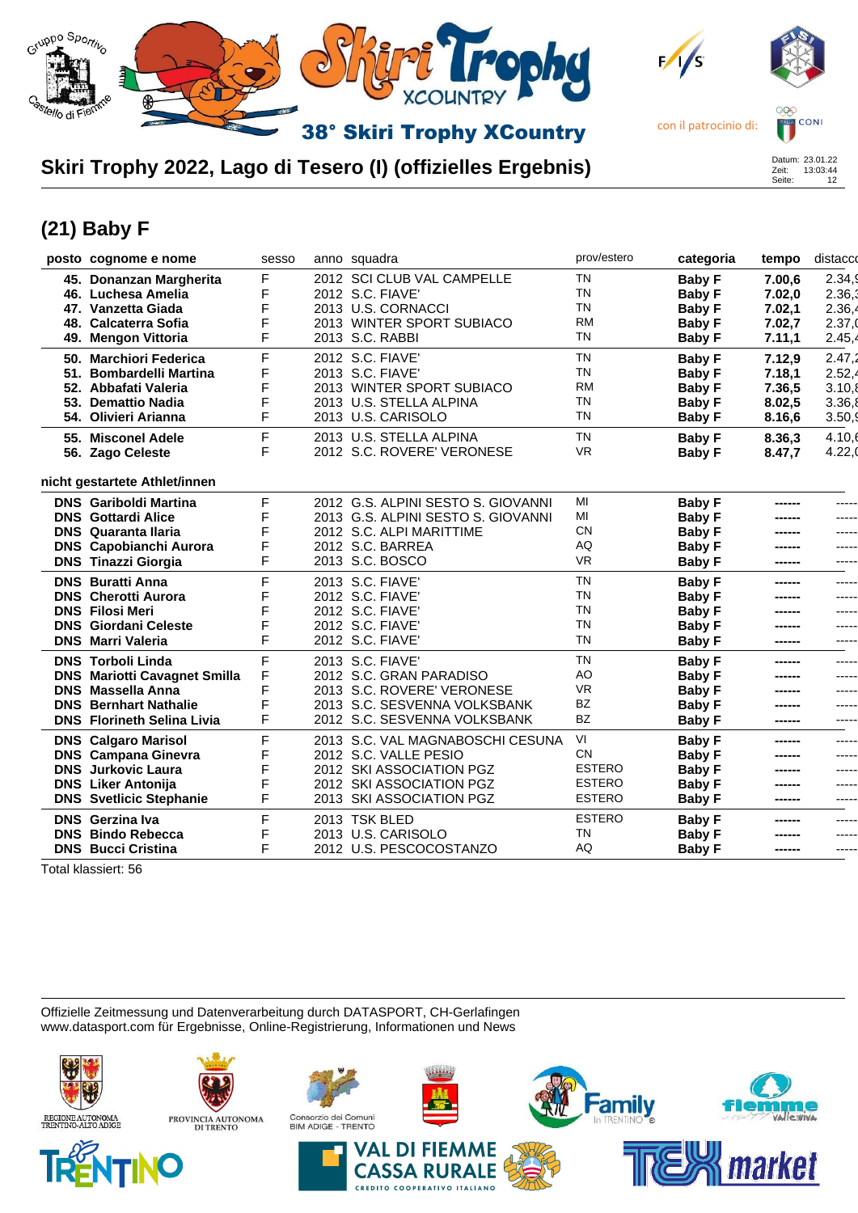38° Skiri Trophy XCountry

con il patrocinio di:

## Skiri Trophy 2022, Lago di Tesero (I) (offizielles Ergebnis)

Datum: 23.01.22
Zeit: 13:03:44

### (21) Baby F

| posto | cognome e nome | sesso | anno | squadra | prov/estero | categoria | tempo | distacco |
|---|---|---|---|---|---|---|---|---|
| 45. | Donanzan Margherita | F | 2012 | SCI CLUB VAL CAMPELLE | TN | Baby F | 7.00,6 | 2.34,9 |
| 46. | Luchesa Amelia | F | 2012 | S.C. FIAVE' | TN | Baby F | 7.02,0 | 2.36,3 |
| 47. | Vanzetta Giada | F | 2013 | U.S. CORNACCI | TN | Baby F | 7.02,1 | 2.36,4 |
| 48. | Calcaterra Sofia | F | 2013 | WINTER SPORT SUBIACO | RM | Baby F | 7.02,7 | 2.37,0 |
| 49. | Mengon Vittoria | F | 2013 | S.C. RABBI | TN | Baby F | 7.11,1 | 2.45,4 |
| 50. | Marchiori Federica | F | 2012 | S.C. FIAVE' | TN | Baby F | 7.12,9 | 2.47,2 |
| 51. | Bombardelli Martina | F | 2013 | S.C. FIAVE' | TN | Baby F | 7.18,1 | 2.52,4 |
| 52. | Abbafati Valeria | F | 2013 | WINTER SPORT SUBIACO | RM | Baby F | 7.36,5 | 3.10,8 |
| 53. | Demattio Nadia | F | 2013 | U.S. STELLA ALPINA | TN | Baby F | 8.02,5 | 3.36,8 |
| 54. | Olivieri Arianna | F | 2013 | U.S. CARISOLO | TN | Baby F | 8.16,6 | 3.50,9 |
| 55. | Mosconi Adele | F | 2013 | U.S. STELLA ALPINA | TN | Baby F | 8.36,3 | 4.10,6 |
| 56. | Zago Celeste | F | 2012 | S.C. ROVERE' VERONESE | VR | Baby F | 8.47,7 | 4.22,0 |

**nicht gestartete Athlet/innen**

| posto | cognome e nome | sesso | anno | squadra | prov/estero | categoria | tempo | distacco |
|---|---|---|---|---|---|---|---|---|
| DNS | Gariboldi Martina | F | 2012 | G.S. ALPINI SESTO S. GIOVANNI | MI | Baby F | ------ | ------ |
| DNS | Gottardi Alice | F | 2013 | G.S. ALPINI SESTO S. GIOVANNI | MI | Baby F | ------ | ------ |
| DNS | Quaranta Ilaria | F | 2012 | S.C. ALPI MARITTIME | CN | Baby F | ------ | ------ |
| DNS | Capobianchi Aurora | F | 2012 | S.C. BARREA | AQ | Baby F | ------ | ------ |
| DNS | Tinazzi Giorgia | F | 2013 | S.C. BOSCO | VR | Baby F | ------ | ------ |
| DNS | Buratti Anna | F | 2013 | S.C. FIAVE' | TN | Baby F | ------ | ------ |
| DNS | Cherotti Aurora | F | 2012 | S.C. FIAVE' | TN | Baby F | ------ | ------ |
| DNS | Filosi Meri | F | 2012 | S.C. FIAVE' | TN | Baby F | ------ | ------ |
| DNS | Giordani Celeste | F | 2012 | S.C. FIAVE' | TN | Baby F | ------ | ------ |
| DNS | Marri Valeria | F | 2012 | S.C. FIAVE' | TN | Baby F | ------ | ------ |
| DNS | Torboli Linda | F | 2013 | S.C. FIAVE' | TN | Baby F | ------ | ------ |
| DNS | Mariotti Cavagnet Smilla | F | 2012 | S.C. GRAN PARADISO | AO | Baby F | ------ | ------ |
| DNS | Massella Anna | F | 2013 | S.C. ROVERE' VERONESE | VR | Baby F | ------ | ------ |
| DNS | Bernhart Nathalie | F | 2013 | S.C. SESVENNA VOLKSBANK | BZ | Baby F | ------ | ------ |
| DNS | Florineth Selina Livia | F | 2012 | S.C. SESVENNA VOLKSBANK | BZ | Baby F | ------ | ------ |
| DNS | Calgaro Marisol | F | 2013 | S.C. VAL MAGNABOSCHI CESUNA | VI | Baby F | ------ | ------ |
| DNS | Campana Ginevra | F | 2012 | S.C. VALLE PESIO | CN | Baby F | ------ | ------ |
| DNS | Jurkovic Laura | F | 2012 | SKI ASSOCIATION PGZ | ESTERO | Baby F | ------ | ------ |
| DNS | Liker Antonija | F | 2012 | SKI ASSOCIATION PGZ | ESTERO | Baby F | ------ | ------ |
| DNS | Svetlicic Stephanie | F | 2013 | SKI ASSOCIATION PGZ | ESTERO | Baby F | ------ | ------ |
| DNS | Gerzina Iva | F | 2013 | TSK BLED | ESTERO | Baby F | ------ | ------ |
| DNS | Bindo Rebecca | F | 2013 | U.S. CARISOLO | TN | Baby F | ------ | ------ |
| DNS | Bucci Cristina | F | 2012 | U.S. PESCOCOSTANZO | AQ | Baby F | ------ | ------ |

Total klassiert: 56

Offizielle Zeitmessung und Datenverarbeitung durch DATASPORT, CH-Gerlafingen
www.datasport.com für Ergebnisse, Online-Registrierung, Informationen und News